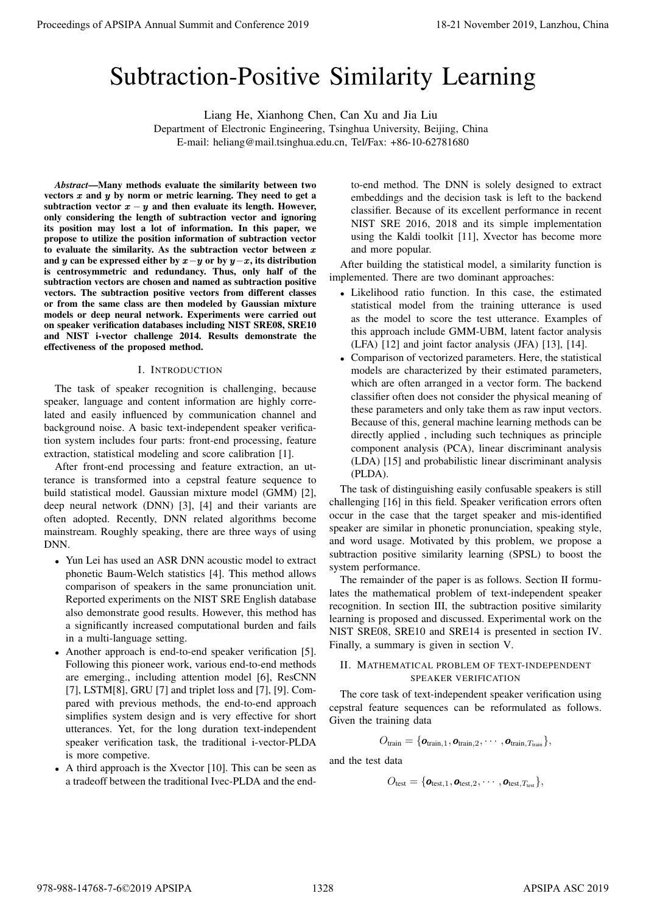# Subtraction-Positive Similarity Learning

Liang He, Xianhong Chen, Can Xu and Jia Liu

Department of Electronic Engineering, Tsinghua University, Beijing, China

E-mail: heliang@mail.tsinghua.edu.cn, Tel/Fax: +86-10-62781680

***Abstract*—Many methods evaluate the similarity between two vectors $x$ and $y$ by norm or metric learning. They need to get a subtraction vector $x - y$ and then evaluate its length. However, only considering the length of subtraction vector and ignoring its position may lost a lot of information. In this paper, we propose to utilize the position information of subtraction vector to evaluate the similarity. As the subtraction vector between $x$ and $y$ can be expressed either by $x-y$ or by $y-x$, its distribution is centrosymmetric and redundancy. Thus, only half of the subtraction vectors are chosen and named as subtraction positive vectors. The subtraction positive vectors from different classes or from the same class are then modeled by Gaussian mixture models or deep neural network. Experiments were carried out on speaker verification databases including NIST SRE08, SRE10 and NIST i-vector challenge 2014. Results demonstrate the effectiveness of the proposed method.**

## I. Introduction

The task of speaker recognition is challenging, because speaker, language and content information are highly correlated and easily influenced by communication channel and background noise. A basic text-independent speaker verification system includes four parts: front-end processing, feature extraction, statistical modeling and score calibration [1].

After front-end processing and feature extraction, an utterance is transformed into a cepstral feature sequence to build statistical model. Gaussian mixture model (GMM) [2], deep neural network (DNN) [3], [4] and their variants are often adopted. Recently, DNN related algorithms become mainstream. Roughly speaking, there are three ways of using DNN.

- Yun Lei has used an ASR DNN acoustic model to extract phonetic Baum-Welch statistics [4]. This method allows comparison of speakers in the same pronunciation unit. Reported experiments on the NIST SRE English database also demonstrate good results. However, this method has a significantly increased computational burden and fails in a multi-language setting.
- Another approach is end-to-end speaker verification [5]. Following this pioneer work, various end-to-end methods are emerging., including attention model [6], ResCNN [7], LSTM[8], GRU [7] and triplet loss and [7], [9]. Compared with previous methods, the end-to-end approach simplifies system design and is very effective for short utterances. Yet, for the long duration text-independent speaker verification task, the traditional i-vector-PLDA is more competive.
- A third approach is the Xvector [10]. This can be seen as a tradeoff between the traditional Ivec-PLDA and the end-to-end method. The DNN is solely designed to extract embeddings and the decision task is left to the backend classifier. Because of its excellent performance in recent NIST SRE 2016, 2018 and its simple implementation using the Kaldi toolkit [11], Xvector has become more and more popular.

After building the statistical model, a similarity function is implemented. There are two dominant approaches:

- Likelihood ratio function. In this case, the estimated statistical model from the training utterance is used as the model to score the test utterance. Examples of this approach include GMM-UBM, latent factor analysis (LFA) [12] and joint factor analysis (JFA) [13], [14].
- Comparison of vectorized parameters. Here, the statistical models are characterized by their estimated parameters, which are often arranged in a vector form. The backend classifier often does not consider the physical meaning of these parameters and only take them as raw input vectors. Because of this, general machine learning methods can be directly applied , including such techniques as principle component analysis (PCA), linear discriminant analysis (LDA) [15] and probabilistic linear discriminant analysis (PLDA).

The task of distinguishing easily confusable speakers is still challenging [16] in this field. Speaker verification errors often occur in the case that the target speaker and mis-identified speaker are similar in phonetic pronunciation, speaking style, and word usage. Motivated by this problem, we propose a subtraction positive similarity learning (SPSL) to boost the system performance.

The remainder of the paper is as follows. Section II formulates the mathematical problem of text-independent speaker recognition. In section III, the subtraction positive similarity learning is proposed and discussed. Experimental work on the NIST SRE08, SRE10 and SRE14 is presented in section IV. Finally, a summary is given in section V.

## II. Mathematical problem of text-independent speaker verification

The core task of text-independent speaker verification using cepstral feature sequences can be reformulated as follows. Given the training data

$$O_{\text{train}} = \{\boldsymbol{o}_{\text{train},1}, \boldsymbol{o}_{\text{train},2}, \cdots, \boldsymbol{o}_{\text{train},T_{\text{train}}}\},$$

and the test data

$$O_{\text{test}} = \{\boldsymbol{o}_{\text{test},1}, \boldsymbol{o}_{\text{test},2}, \cdots, \boldsymbol{o}_{\text{test},T_{\text{test}}}\},$$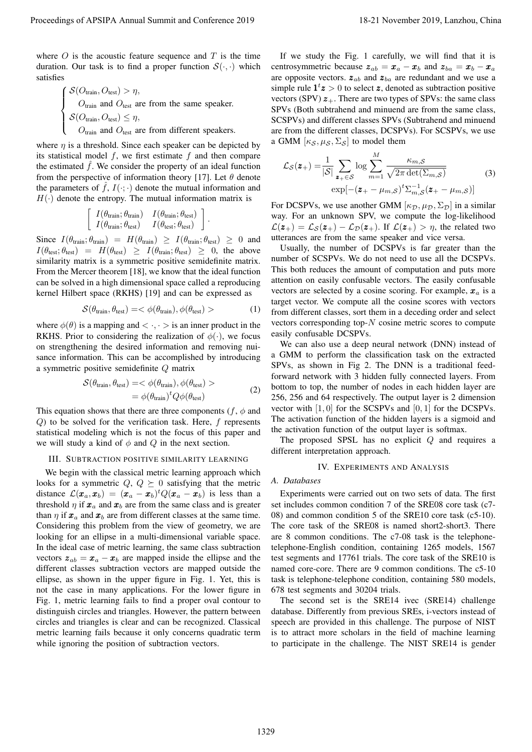where $O$ is the acoustic feature sequence and $T$ is the time duration. Our task is to find a proper function $\mathcal{S}(\cdot,\cdot)$ which satisfies

$$
\begin{cases}
\mathcal{S}(O_{\text{train}}, O_{\text{test}}) > \eta, \\
\quad O_{\text{train}} \text{ and } O_{\text{test}} \text{ are from the same speaker.} \\
\mathcal{S}(O_{\text{train}}, O_{\text{test}}) \leq \eta, \\
\quad O_{\text{train}} \text{ and } O_{\text{test}} \text{ are from different speakers.}
\end{cases}
$$

where $\eta$ is a threshold. Since each speaker can be depicted by its statistical model $f$, we first estimate $f$ and then compare the estimated $\hat{f}$. We consider the property of an ideal function from the perspective of information theory [17]. Let $\theta$ denote the parameters of $\hat{f}$, $I(\cdot;\cdot)$ denote the mutual information and $H(\cdot)$ denote the entropy. The mutual information matrix is

$$
\begin{bmatrix}
I(\theta_{\text{train}};\theta_{\text{train}}) & I(\theta_{\text{train}};\theta_{\text{test}}) \\
I(\theta_{\text{train}};\theta_{\text{test}}) & I(\theta_{\text{test}};\theta_{\text{test}})
\end{bmatrix}.
$$

Since $I(\theta_{\text{train}};\theta_{\text{train}}) = H(\theta_{\text{train}}) \geq I(\theta_{\text{train}};\theta_{\text{test}}) \geq 0$ and $I(\theta_{\text{test}};\theta_{\text{test}}) = H(\theta_{\text{test}}) \geq I(\theta_{\text{train}};\theta_{\text{test}}) \geq 0$, the above similarity matrix is a symmetric positive semidefinite matrix. From the Mercer theorem [18], we know that the ideal function can be solved in a high dimensional space called a reproducing kernel Hilbert space (RKHS) [19] and can be expressed as

$$
\mathcal{S}(\theta_{\text{train}}, \theta_{\text{test}}) = < \phi(\theta_{\text{train}}), \phi(\theta_{\text{test}}) > \tag{1}
$$

where $\phi(\theta)$ is a mapping and $< \cdot, \cdot >$ is an inner product in the RKHS. Prior to considering the realization of $\phi(\cdot)$, we focus on strengthening the desired information and removing nuisance information. This can be accomplished by introducing a symmetric positive semidefinite $Q$ matrix

$$
\begin{aligned}
\mathcal{S}(\theta_{\text{train}}, \theta_{\text{test}}) &= < \phi(\theta_{\text{train}}), \phi(\theta_{\text{test}}) > \\
&= \phi(\theta_{\text{train}})^t Q \phi(\theta_{\text{test}})
\end{aligned} \tag{2}
$$

This equation shows that there are three components ($f$, $\phi$ and $Q$) to be solved for the verification task. Here, $f$ represents statistical modeling which is not the focus of this paper and we will study a kind of $\phi$ and $Q$ in the next section.

## III. Subtraction positive similarity learning

We begin with the classical metric learning approach which looks for a symmetric $Q$, $Q \succeq 0$ satisfying that the metric distance $\mathcal{L}(\boldsymbol{x}_a, \boldsymbol{x}_b) = (\boldsymbol{x}_a - \boldsymbol{x}_b)^t Q (\boldsymbol{x}_a - \boldsymbol{x}_b)$ is less than a threshold $\eta$ if $\boldsymbol{x}_a$ and $\boldsymbol{x}_b$ are from the same class and is greater than $\eta$ if $\boldsymbol{x}_a$ and $\boldsymbol{x}_b$ are from different classes at the same time. Considering this problem from the view of geometry, we are looking for an ellipse in a multi-dimensional variable space. In the ideal case of metric learning, the same class subtraction vectors $\boldsymbol{z}_{ab} = \boldsymbol{x}_a - \boldsymbol{x}_b$ are mapped inside the ellipse and the different classes subtraction vectors are mapped outside the ellipse, as shown in the upper figure in Fig. 1. Yet, this is not the case in many applications. For the lower figure in Fig. 1, metric learning fails to find a proper oval contour to distinguish circles and triangles. However, the pattern between circles and triangles is clear and can be recognized. Classical metric learning fails because it only concerns quadratic term while ignoring the position of subtraction vectors.

If we study the Fig. 1 carefully, we will find that it is centrosymmetric because $\boldsymbol{z}_{ab} = \boldsymbol{x}_a - \boldsymbol{x}_b$ and $\boldsymbol{z}_{ba} = \boldsymbol{x}_b - \boldsymbol{x}_a$ are opposite vectors. $\boldsymbol{z}_{ab}$ and $\boldsymbol{z}_{ba}$ are redundant and we use a simple rule $\mathbf{1}^t \boldsymbol{z} > 0$ to select $\boldsymbol{z}$, denoted as subtraction positive vectors (SPV) $\boldsymbol{z}_+$. There are two types of SPVs: the same class SPVs (Both subtrahend and minuend are from the same class, SCSPVs) and different classes SPVs (Subtrahend and minuend are from the different classes, DCSPVs). For SCSPVs, we use a GMM $[\kappa_{\mathcal{S}}, \mu_{\mathcal{S}}, \Sigma_{\mathcal{S}}]$ to model them

$$
\begin{aligned}
\mathcal{L}_{\mathcal{S}}(\boldsymbol{z}_+) = &\frac{1}{|\mathcal{S}|} \sum_{\boldsymbol{z}_+ \in \mathcal{S}} \log \sum_{m=1}^{M} \frac{\kappa_{m,\mathcal{S}}}{\sqrt{2\pi \det(\Sigma_{m,\mathcal{S}})}} \\
&\exp[-(\boldsymbol{z}_+ - \mu_{m,\mathcal{S}})^t \Sigma_{m,\mathcal{S}}^{-1} (\boldsymbol{z}_+ - \mu_{m,\mathcal{S}})]
\end{aligned} \tag{3}
$$

For DCSPVs, we use another GMM $[\kappa_{\mathcal{D}}, \mu_{\mathcal{D}}, \Sigma_{\mathcal{D}}]$ in a similar way. For an unknown SPV, we compute the log-likelihood $\mathcal{L}(\boldsymbol{z}_+) = \mathcal{L}_{\mathcal{S}}(\boldsymbol{z}_+) - \mathcal{L}_{\mathcal{D}}(\boldsymbol{z}_+)$. If $\mathcal{L}(\boldsymbol{z}_+) > \eta$, the related two utterances are from the same speaker and vice versa.

Usually, the number of DCSPVs is far greater than the number of SCSPVs. We do not need to use all the DCSPVs. This both reduces the amount of computation and puts more attention on easily confusable vectors. The easily confusable vectors are selected by a cosine scoring. For example, $\boldsymbol{x}_a$ is a target vector. We compute all the cosine scores with vectors from different classes, sort them in a deceding order and select vectors corresponding top-$N$ cosine metric scores to compute easily confusable DCSPVs.

We can also use a deep neural network (DNN) instead of a GMM to perform the classification task on the extracted SPVs, as shown in Fig 2. The DNN is a traditional feed-forward network with 3 hidden fully connected layers. From bottom to top, the number of nodes in each hidden layer are 256, 256 and 64 respectively. The output layer is 2 dimension vector with $[1, 0]$ for the SCSPVs and $[0, 1]$ for the DCSPVs. The activation function of the hidden layers is a sigmoid and the activation function of the output layer is softmax.

The proposed SPSL has no explicit $Q$ and requires a different interpretation approach.

## IV. Experiments and Analysis

### A. Databases

Experiments were carried out on two sets of data. The first set includes common condition 7 of the SRE08 core task (c7-08) and common condition 5 of the SRE10 core task (c5-10). The core task of the SRE08 is named short2-short3. There are 8 common conditions. The c7-08 task is the telephone-telephone-English condition, containing 1265 models, 1567 test segments and 17761 trials. The core task of the SRE10 is named core-core. There are 9 common conditions. The c5-10 task is telephone-telephone condition, containing 580 models, 678 test segments and 30204 trials.

The second set is the SRE14 ivec (SRE14) challenge database. Differently from previous SREs, i-vectors instead of speech are provided in this challenge. The purpose of NIST is to attract more scholars in the field of machine learning to participate in the challenge. The NIST SRE14 is gender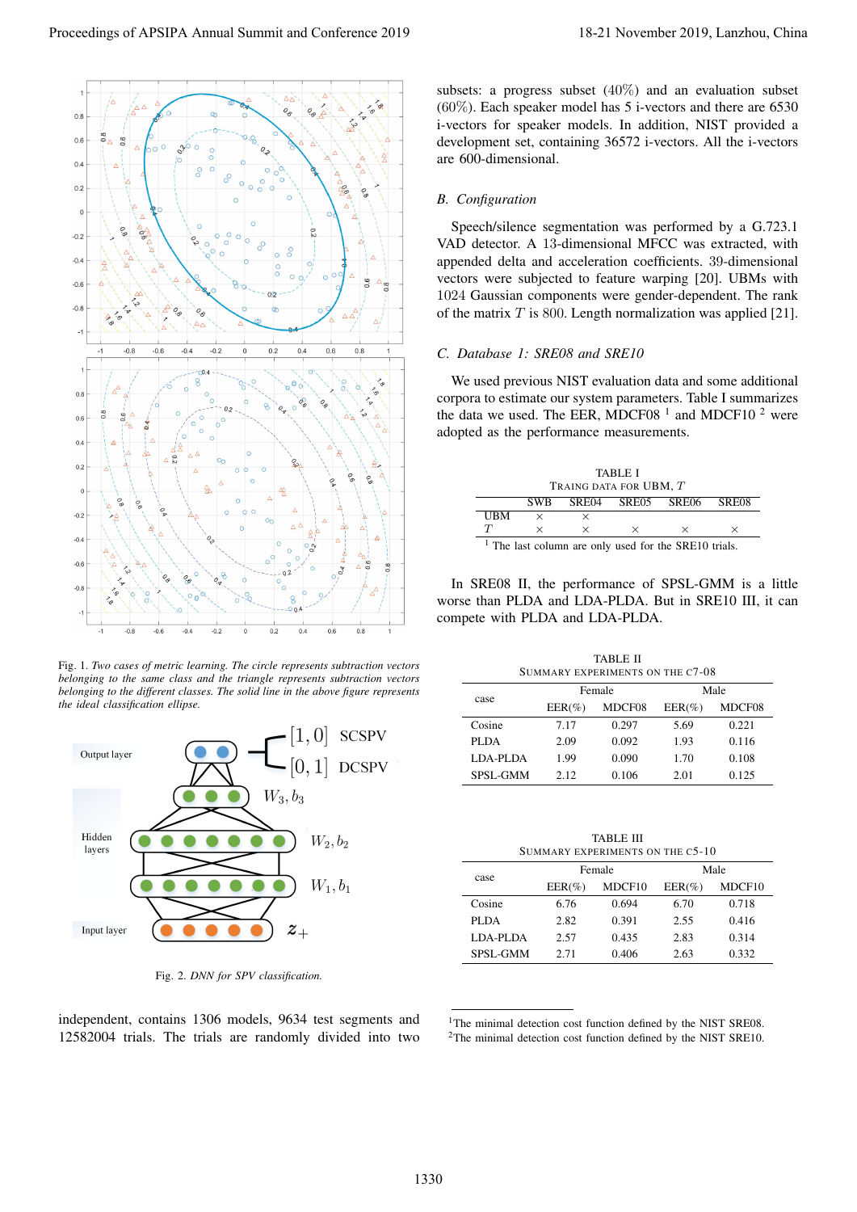Fig. 1. *Two cases of metric learning. The circle represents subtraction vectors belonging to the same class and the triangle represents subtraction vectors belonging to the different classes. The solid line in the above figure represents the ideal classification ellipse.*

Fig. 2. *DNN for SPV classification.*

independent, contains 1306 models, 9634 test segments and 12582004 trials. The trials are randomly divided into two subsets: a progress subset (40%) and an evaluation subset (60%). Each speaker model has 5 i-vectors and there are 6530 i-vectors for speaker models. In addition, NIST provided a development set, containing 36572 i-vectors. All the i-vectors are 600-dimensional.

### *B. Configuration*

Speech/silence segmentation was performed by a G.723.1 VAD detector. A 13-dimensional MFCC was extracted, with appended delta and acceleration coefficients. 39-dimensional vectors were subjected to feature warping [20]. UBMs with 1024 Gaussian components were gender-dependent. The rank of the matrix $T$ is 800. Length normalization was applied [21].

### *C. Database 1: SRE08 and SRE10*

We used previous NIST evaluation data and some additional corpora to estimate our system parameters. Table I summarizes the data we used. The EER, MDCF08 [1] and MDCF10 [2] were adopted as the performance measurements.

TABLE I
TRAING DATA FOR UBM, $T$

| | SWB | SRE04 | SRE05 | SRE06 | SRE08 |
|---|---|---|---|---|---|
| UBM | × | × | | | |
| $T$ | × | × | × | × | × |

[1] The last column are only used for the SRE10 trials.

In SRE08 II, the performance of SPSL-GMM is a little worse than PLDA and LDA-PLDA. But in SRE10 III, it can compete with PLDA and LDA-PLDA.

TABLE II
SUMMARY EXPERIMENTS ON THE C7-08

| case | Female | | Male | |
|---|---|---|---|---|
| | EER(%) | MDCF08 | EER(%) | MDCF08 |
| Cosine | 7.17 | 0.297 | 5.69 | 0.221 |
| PLDA | 2.09 | 0.092 | 1.93 | 0.116 |
| LDA-PLDA | 1.99 | 0.090 | 1.70 | 0.108 |
| SPSL-GMM | 2.12 | 0.106 | 2.01 | 0.125 |

TABLE III
SUMMARY EXPERIMENTS ON THE C5-10

| case | Female | | Male | |
|---|---|---|---|---|
| | EER(%) | MDCF10 | EER(%) | MDCF10 |
| Cosine | 6.76 | 0.694 | 6.70 | 0.718 |
| PLDA | 2.82 | 0.391 | 2.55 | 0.416 |
| LDA-PLDA | 2.57 | 0.435 | 2.83 | 0.314 |
| SPSL-GMM | 2.71 | 0.406 | 2.63 | 0.332 |

[1]The minimal detection cost function defined by the NIST SRE08.
[2]The minimal detection cost function defined by the NIST SRE10.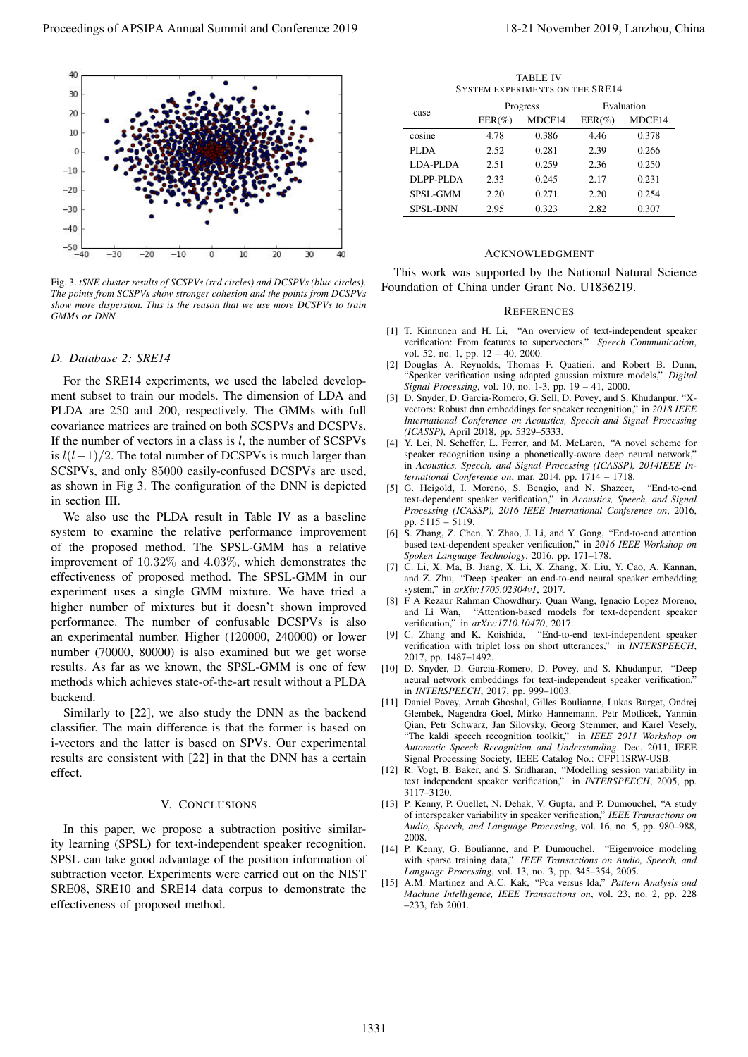Fig. 3. *tSNE cluster results of SCSPVs (red circles) and DCSPVs (blue circles). The points from SCSPVs show stronger cohesion and the points from DCSPVs show more dispersion. This is the reason that we use more DCSPVs to train GMMs or DNN.*

### D. Database 2: SRE14

For the SRE14 experiments, we used the labeled development subset to train our models. The dimension of LDA and PLDA are 250 and 200, respectively. The GMMs with full covariance matrices are trained on both SCSPVs and DCSPVs. If the number of vectors in a class is $l$, the number of SCSPVs is $l(l-1)/2$. The total number of DCSPVs is much larger than SCSPVs, and only $85000$ easily-confused DCSPVs are used, as shown in Fig 3. The configuration of the DNN is depicted in section III.

We also use the PLDA result in Table IV as a baseline system to examine the relative performance improvement of the proposed method. The SPSL-GMM has a relative improvement of $10.32\%$ and $4.03\%$, which demonstrates the effectiveness of proposed method. The SPSL-GMM in our experiment uses a single GMM mixture. We have tried a higher number of mixtures but it doesn't shown improved performance. The number of confusable DCSPVs is also an experimental number. Higher (120000, 240000) or lower number (70000, 80000) is also examined but we get worse results. As far as we known, the SPSL-GMM is one of few methods which achieves state-of-the-art result without a PLDA backend.

Similarly to [22], we also study the DNN as the backend classifier. The main difference is that the former is based on i-vectors and the latter is based on SPVs. Our experimental results are consistent with [22] in that the DNN has a certain effect.

## V. Conclusions

In this paper, we propose a subtraction positive similarity learning (SPSL) for text-independent speaker recognition. SPSL can take good advantage of the position information of subtraction vector. Experiments were carried out on the NIST SRE08, SRE10 and SRE14 data corpus to demonstrate the effectiveness of proposed method.

TABLE IV
System experiments on the SRE14

| case | Progress | | Evaluation | |
|---|---|---|---|---|
| | EER(%) | MDCF14 | EER(%) | MDCF14 |
| cosine | 4.78 | 0.386 | 4.46 | 0.378 |
| PLDA | 2.52 | 0.281 | 2.39 | 0.266 |
| LDA-PLDA | 2.51 | 0.259 | 2.36 | 0.250 |
| DLPP-PLDA | 2.33 | 0.245 | 2.17 | 0.231 |
| SPSL-GMM | 2.20 | 0.271 | 2.20 | 0.254 |
| SPSL-DNN | 2.95 | 0.323 | 2.82 | 0.307 |

## Acknowledgment

This work was supported by the National Natural Science Foundation of China under Grant No. U1836219.

## References

[1] T. Kinnunen and H. Li, "An overview of text-independent speaker verification: From features to supervectors," *Speech Communication*, vol. 52, no. 1, pp. 12 – 40, 2000.

[2] Douglas A. Reynolds, Thomas F. Quatieri, and Robert B. Dunn, "Speaker verification using adapted gaussian mixture models," *Digital Signal Processing*, vol. 10, no. 1-3, pp. 19 – 41, 2000.

[3] D. Snyder, D. Garcia-Romero, G. Sell, D. Povey, and S. Khudanpur, "X-vectors: Robust dnn embeddings for speaker recognition," in *2018 IEEE International Conference on Acoustics, Speech and Signal Processing (ICASSP)*, April 2018, pp. 5329–5333.

[4] Y. Lei, N. Scheffer, L. Ferrer, and M. McLaren, "A novel scheme for speaker recognition using a phonetically-aware deep neural network," in *Acoustics, Speech, and Signal Processing (ICASSP), 2014IEEE International Conference on*, mar. 2014, pp. 1714 – 1718.

[5] G. Heigold, I. Moreno, S. Bengio, and N. Shazeer, "End-to-end text-dependent speaker verification," in *Acoustics, Speech, and Signal Processing (ICASSP), 2016 IEEE International Conference on*, 2016, pp. 5115 – 5119.

[6] S. Zhang, Z. Chen, Y. Zhao, J. Li, and Y. Gong, "End-to-end attention based text-dependent speaker verification," in *2016 IEEE Workshop on Spoken Language Technology*, 2016, pp. 171–178.

[7] C. Li, X. Ma, B. Jiang, X. Li, X. Zhang, X. Liu, Y. Cao, A. Kannan, and Z. Zhu, "Deep speaker: an end-to-end neural speaker embedding system," in *arXiv:1705.02304v1*, 2017.

[8] F A Rezaur Rahman Chowdhury, Quan Wang, Ignacio Lopez Moreno, and Li Wan, "Attention-based models for text-dependent speaker verification," in *arXiv:1710.10470*, 2017.

[9] C. Zhang and K. Koishida, "End-to-end text-independent speaker verification with triplet loss on short utterances," in *INTERSPEECH*, 2017, pp. 1487–1492.

[10] D. Snyder, D. Garcia-Romero, D. Povey, and S. Khudanpur, "Deep neural network embeddings for text-independent speaker verification," in *INTERSPEECH*, 2017, pp. 999–1003.

[11] Daniel Povey, Arnab Ghoshal, Gilles Boulianne, Lukas Burget, Ondrej Glembek, Nagendra Goel, Mirko Hannemann, Petr Motlicek, Yanmin Qian, Petr Schwarz, Jan Silovsky, Georg Stemmer, and Karel Vesely, "The kaldi speech recognition toolkit," in *IEEE 2011 Workshop on Automatic Speech Recognition and Understanding*. Dec. 2011, IEEE Signal Processing Society, IEEE Catalog No.: CFP11SRW-USB.

[12] R. Vogt, B. Baker, and S. Sridharan, "Modelling session variability in text independent speaker verification," in *INTERSPEECH*, 2005, pp. 3117–3120.

[13] P. Kenny, P. Ouellet, N. Dehak, V. Gupta, and P. Dumouchel, "A study of interspeaker variability in speaker verification," *IEEE Transactions on Audio, Speech, and Language Processing*, vol. 16, no. 5, pp. 980–988, 2008.

[14] P. Kenny, G. Boulianne, and P. Dumouchel, "Eigenvoice modeling with sparse training data," *IEEE Transactions on Audio, Speech, and Language Processing*, vol. 13, no. 3, pp. 345–354, 2005.

[15] A.M. Martinez and A.C. Kak, "Pca versus lda," *Pattern Analysis and Machine Intelligence, IEEE Transactions on*, vol. 23, no. 2, pp. 228 –233, feb 2001.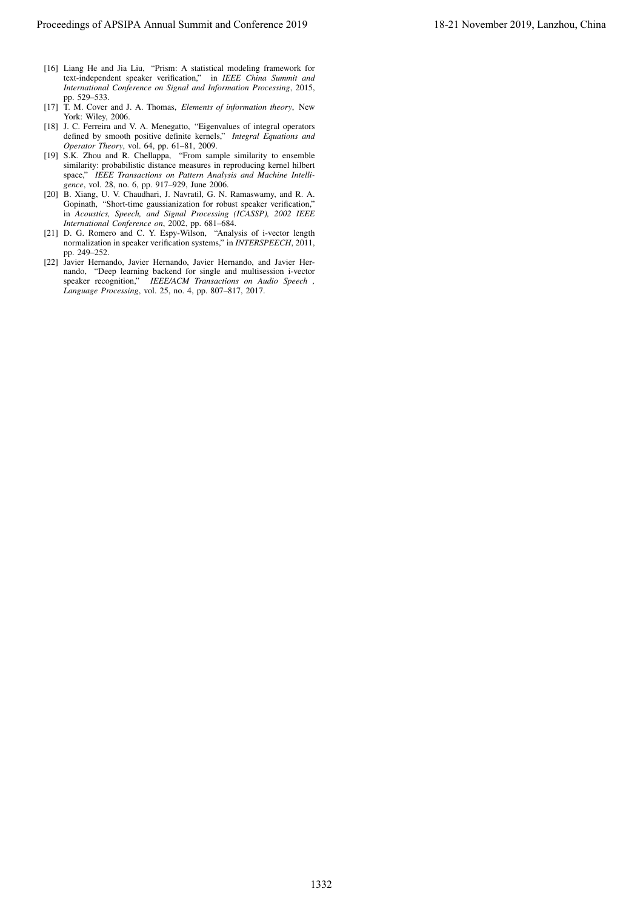[16] Liang He and Jia Liu, "Prism: A statistical modeling framework for text-independent speaker verification," in *IEEE China Summit and International Conference on Signal and Information Processing*, 2015, pp. 529–533.

[17] T. M. Cover and J. A. Thomas, *Elements of information theory*, New York: Wiley, 2006.

[18] J. C. Ferreira and V. A. Menegatto, "Eigenvalues of integral operators defined by smooth positive definite kernels," *Integral Equations and Operator Theory*, vol. 64, pp. 61–81, 2009.

[19] S.K. Zhou and R. Chellappa, "From sample similarity to ensemble similarity: probabilistic distance measures in reproducing kernel hilbert space," *IEEE Transactions on Pattern Analysis and Machine Intelligence*, vol. 28, no. 6, pp. 917–929, June 2006.

[20] B. Xiang, U. V. Chaudhari, J. Navratil, G. N. Ramaswamy, and R. A. Gopinath, "Short-time gaussianization for robust speaker verification," in *Acoustics, Speech, and Signal Processing (ICASSP), 2002 IEEE International Conference on*, 2002, pp. 681–684.

[21] D. G. Romero and C. Y. Espy-Wilson, "Analysis of i-vector length normalization in speaker verification systems," in *INTERSPEECH*, 2011, pp. 249–252.

[22] Javier Hernando, Javier Hernando, Javier Hernando, and Javier Hernando, "Deep learning backend for single and multisession i-vector speaker recognition," *IEEE/ACM Transactions on Audio Speech , Language Processing*, vol. 25, no. 4, pp. 807–817, 2017.